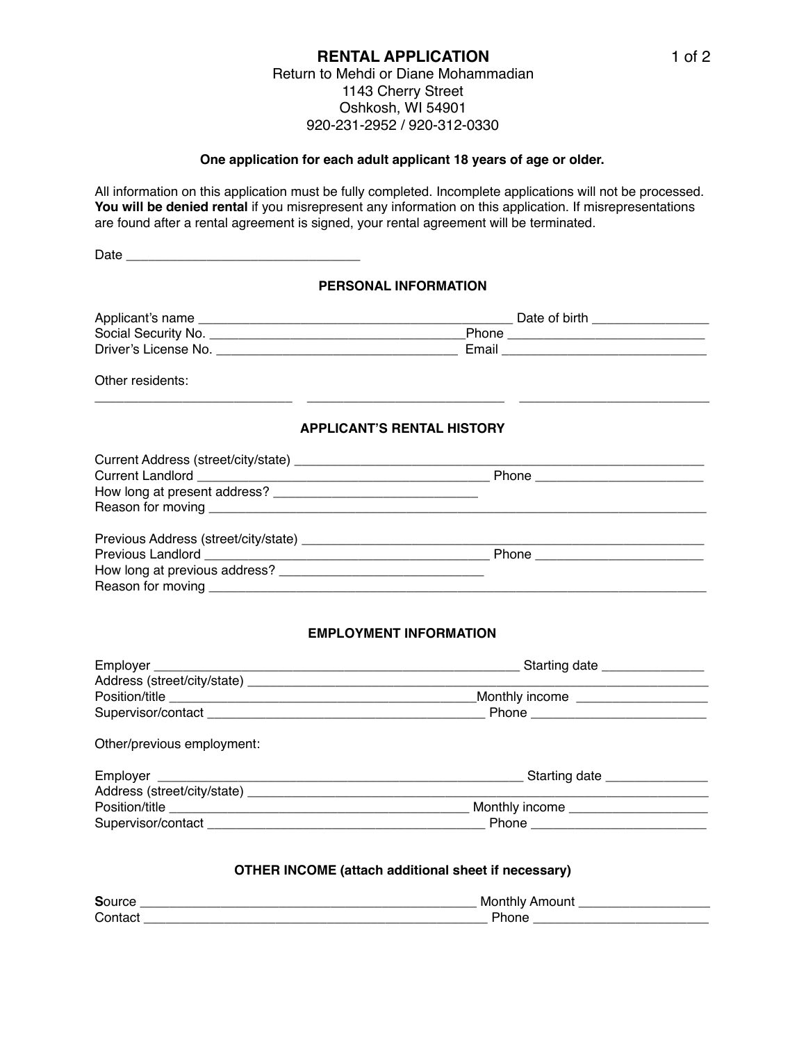# RENTAL APPLICATION

Return to Mehdi or Diane Mohammadian
1143 Cherry Street
Oshkosh, WI 54901
920-231-2952 / 920-312-0330

**One application for each adult applicant 18 years of age or older.**

All information on this application must be fully completed. Incomplete applications will not be processed. **You will be denied rental** if you misrepresent any information on this application. If misrepresentations are found after a rental agreement is signed, your rental agreement will be terminated.

Date ________________________________

## PERSONAL INFORMATION

Applicant's name ____________________________________________ Date of birth ________________
Social Security No. ___________________________________Phone ___________________________
Driver's License No. _________________________________ Email ____________________________

Other residents:

___________________________ ___________________________ ___________________________

## APPLICANT'S RENTAL HISTORY

Current Address (street/city/state) __________________________________________________________
Current Landlord _________________________________________ Phone _______________________
How long at present address? _____________________________
Reason for moving _________________________________________________________________________

Previous Address (street/city/state) _________________________________________________________
Previous Landlord ________________________________________ Phone _______________________
How long at previous address? ____________________________
Reason for moving _________________________________________________________________________

## EMPLOYMENT INFORMATION

Employer ___________________________________________________ Starting date ______________
Address (street/city/state) ________________________________________________________________
Position/title ________________________________________Monthly income __________________
Supervisor/contact ________________________________________ Phone ________________________

Other/previous employment:

Employer ___________________________________________________ Starting date ______________
Address (street/city/state) ________________________________________________________________
Position/title _________________________________________ Monthly income ___________________
Supervisor/contact ________________________________________ Phone ________________________

## OTHER INCOME (attach additional sheet if necessary)

**S**ource ________________________________________________ Monthly Amount __________________
Contact _________________________________________________ Phone _______________________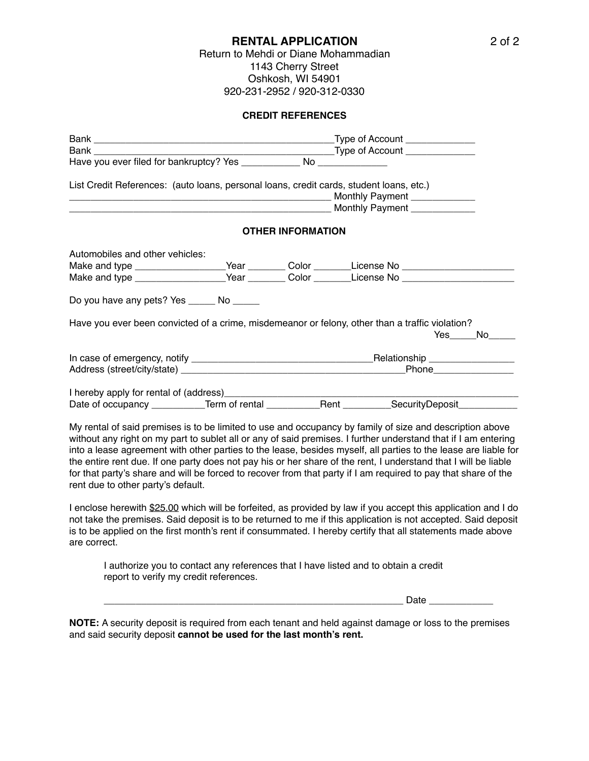# RENTAL APPLICATION

Return to Mehdi or Diane Mohammadian
1143 Cherry Street
Oshkosh, WI 54901
920-231-2952 / 920-312-0330

## CREDIT REFERENCES

Bank _______________________________________________Type of Account _____________
Bank _______________________________________________Type of Account _____________
Have you ever filed for bankruptcy? Yes ___________ No _____________

List Credit References: (auto loans, personal loans, credit cards, student loans, etc.)
___________________________________________________ Monthly Payment ____________
___________________________________________________ Monthly Payment ____________

## OTHER INFORMATION

Automobiles and other vehicles:
Make and type _________________Year _______ Color _______License No _____________________
Make and type _________________Year _______ Color _______License No _____________________

Do you have any pets? Yes _____ No _____

Have you ever been convicted of a crime, misdemeanor or felony, other than a traffic violation?
Yes_____No_____

In case of emergency, notify __________________________________Relationship ________________
Address (street/city/state) ___________________________________________Phone_______________

I hereby apply for rental of (address)__________________________________________________________
Date of occupancy __________Term of rental __________Rent _________SecurityDeposit___________

My rental of said premises is to be limited to use and occupancy by family of size and description above without any right on my part to sublet all or any of said premises. I further understand that if I am entering into a lease agreement with other parties to the lease, besides myself, all parties to the lease are liable for the entire rent due. If one party does not pay his or her share of the rent, I understand that I will be liable for that party's share and will be forced to recover from that party if I am required to pay that share of the rent due to other party's default.

I enclose herewith $25.00 which will be forfeited, as provided by law if you accept this application and I do not take the premises. Said deposit is to be returned to me if this application is not accepted. Said deposit is to be applied on the first month's rent if consummated. I hereby certify that all statements made above are correct.

I authorize you to contact any references that I have listed and to obtain a credit report to verify my credit references.

__________________________________________________________ Date ____________

**NOTE:** A security deposit is required from each tenant and held against damage or loss to the premises and said security deposit **cannot be used for the last month's rent.**